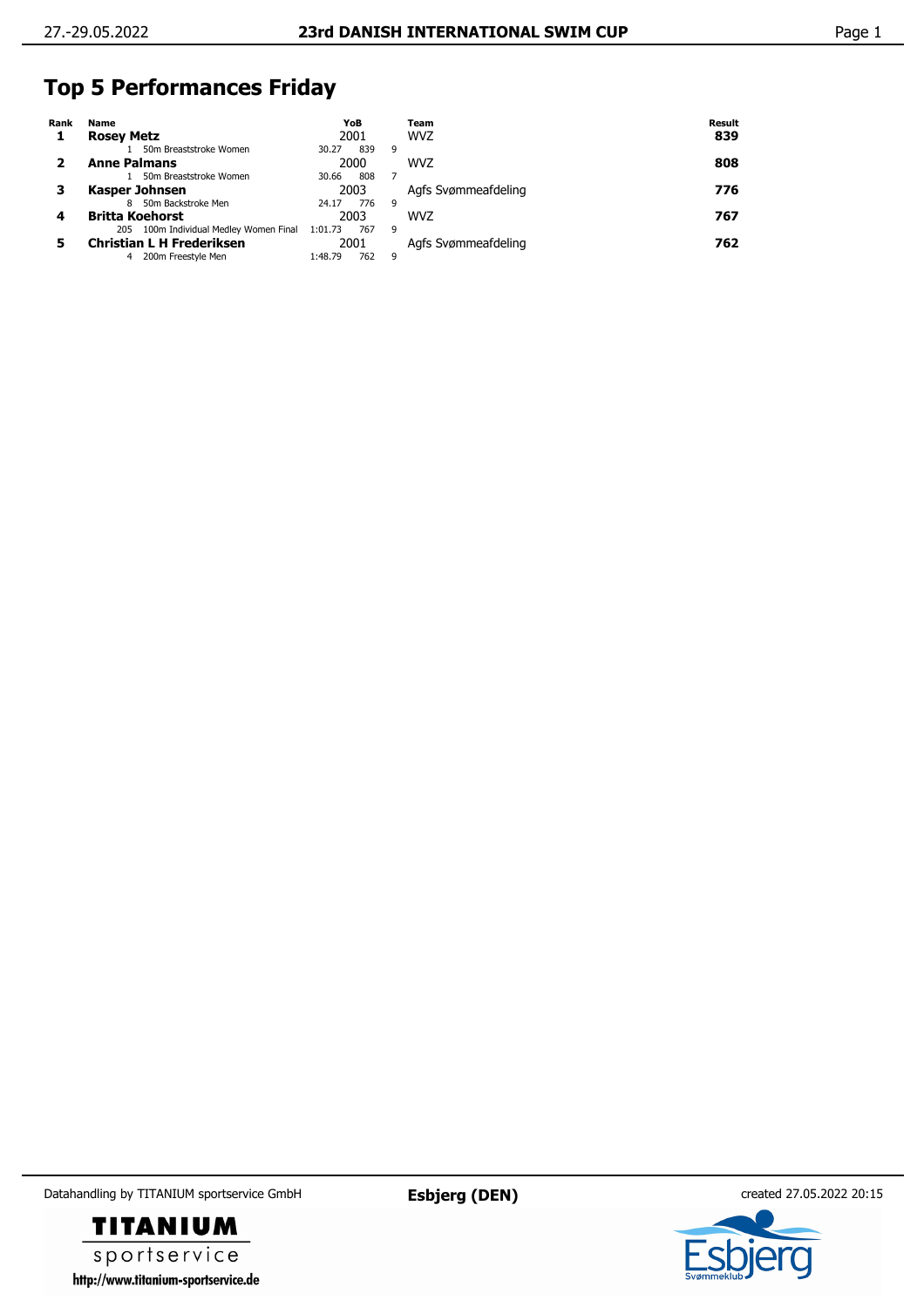# Top 5 Performances Friday

| Rank | Name | YoB | Team | Result |
|---|---|---|---|---|
| **1** | **Rosey Metz** | 2001 | WVZ | **839** |
| | 1 50m Breaststroke Women | 30.27 839 9 | | |
| **2** | **Anne Palmans** | 2000 | WVZ | **808** |
| | 1 50m Breaststroke Women | 30.66 808 7 | | |
| **3** | **Kasper Johnsen** | 2003 | Agfs Svømmeafdeling | **776** |
| | 8 50m Backstroke Men | 24.17 776 9 | | |
| **4** | **Britta Koehorst** | 2003 | WVZ | **767** |
| | 205 100m Individual Medley Women Final | 1:01.73 767 9 | | |
| **5** | **Christian L H Frederiksen** | 2001 | Agfs Svømmeafdeling | **762** |
| | 4 200m Freestyle Men | 1:48.79 762 9 | | |

Datahandling by TITANIUM sportservice GmbH — Esbjerg (DEN) — created 27.05.2022 20:15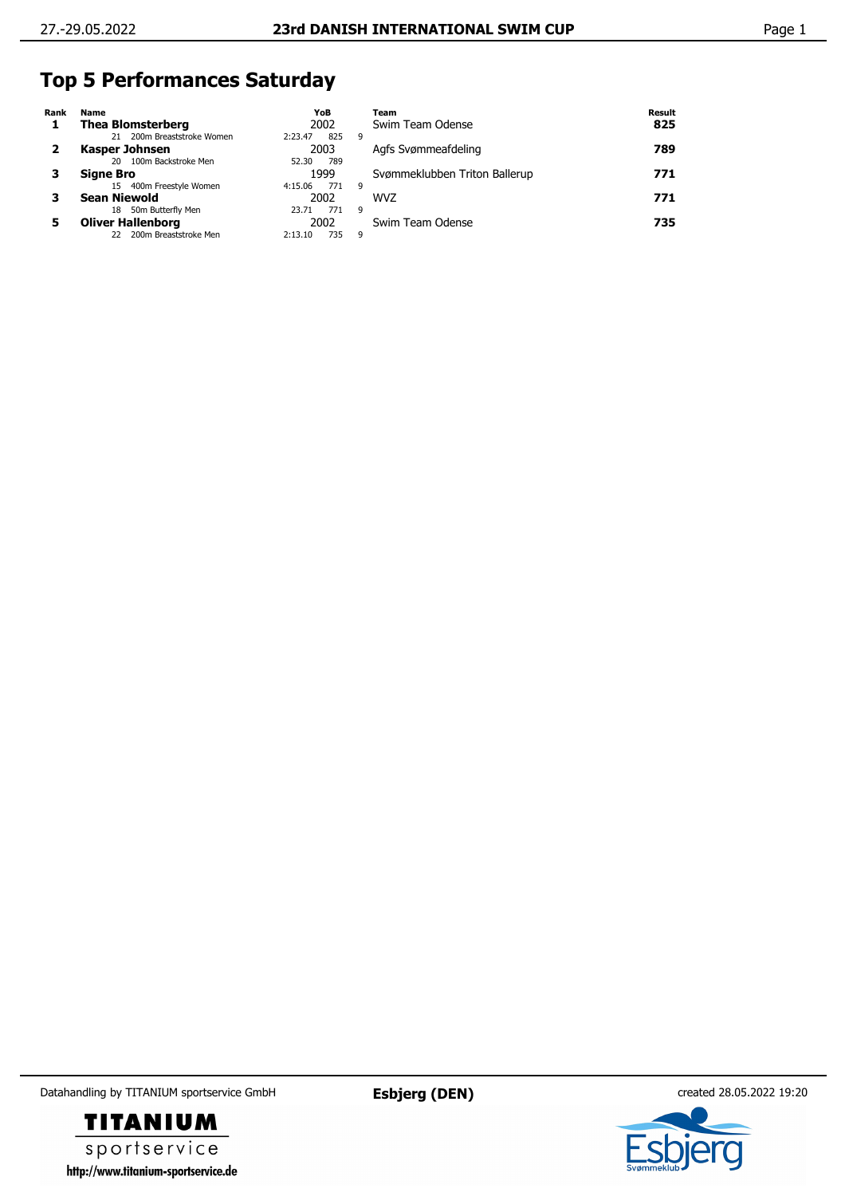# Top 5 Performances Saturday

| Rank | Name | YoB | | | Team | Result |
|---|---|---|---|---|---|---|
| 1 | **Thea Blomsterberg** | 2002 | | | Swim Team Odense | **825** |
| | 21 200m Breaststroke Women | 2:23.47 | 825 | 9 | | |
| 2 | **Kasper Johnsen** | 2003 | | | Agfs Svømmeafdeling | **789** |
| | 20 100m Backstroke Men | 52.30 | 789 | | | |
| 3 | **Signe Bro** | 1999 | | | Svømmeklubben Triton Ballerup | **771** |
| | 15 400m Freestyle Women | 4:15.06 | 771 | 9 | | |
| 3 | **Sean Niewold** | 2002 | | | WVZ | **771** |
| | 18 50m Butterfly Men | 23.71 | 771 | 9 | | |
| 5 | **Oliver Hallenborg** | 2002 | | | Swim Team Odense | **735** |
| | 22 200m Breaststroke Men | 2:13.10 | 735 | 9 | | |

Datahandling by TITANIUM sportservice GmbH

**Esbjerg (DEN)**

created 28.05.2022 19:20

http://www.titanium-sportservice.de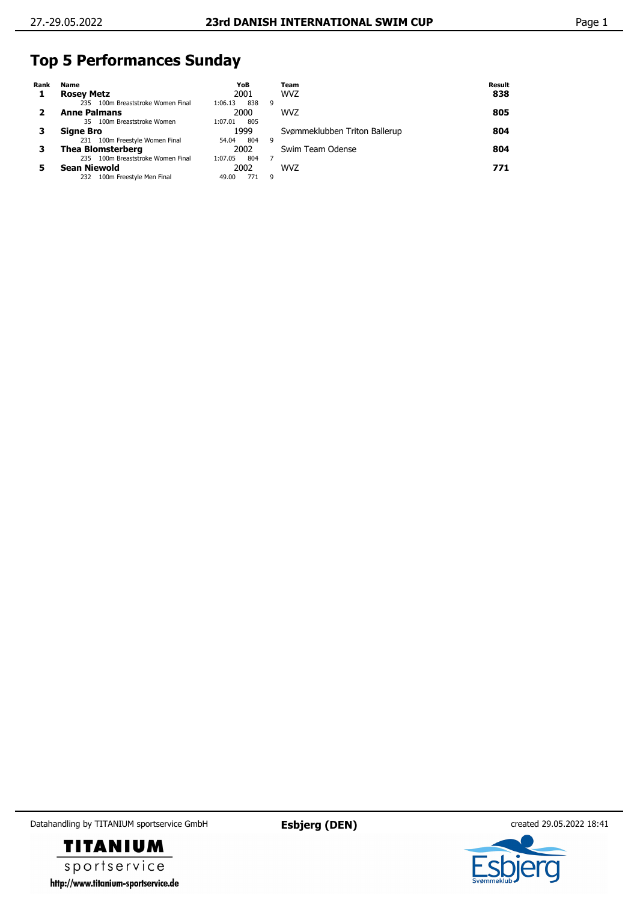# Top 5 Performances Sunday

| Rank | Name | YoB | Team | Result |
|---|---|---|---|---|
| 1 | **Rosey Metz** | 2001 | WVZ | **838** |
| | 235 100m Breaststroke Women Final | 1:06.13 838 9 | | |
| 2 | **Anne Palmans** | 2000 | WVZ | **805** |
| | 35 100m Breaststroke Women | 1:07.01 805 | | |
| 3 | **Signe Bro** | 1999 | Svømmeklubben Triton Ballerup | **804** |
| | 231 100m Freestyle Women Final | 54.04 804 9 | | |
| 3 | **Thea Blomsterberg** | 2002 | Swim Team Odense | **804** |
| | 235 100m Breaststroke Women Final | 1:07.05 804 7 | | |
| 5 | **Sean Niewold** | 2002 | WVZ | **771** |
| | 232 100m Freestyle Men Final | 49.00 771 9 | | |